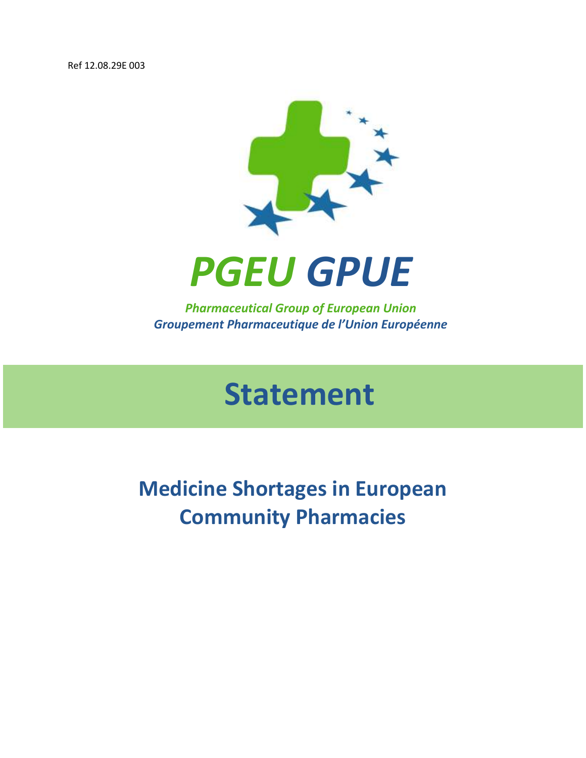Ref 12.08.29E 003

# PGEU GPUE

***Pharmaceutical Group of European Union***
***Groupement Pharmaceutique de l'Union Européenne***

# Statement

## Medicine Shortages in European Community Pharmacies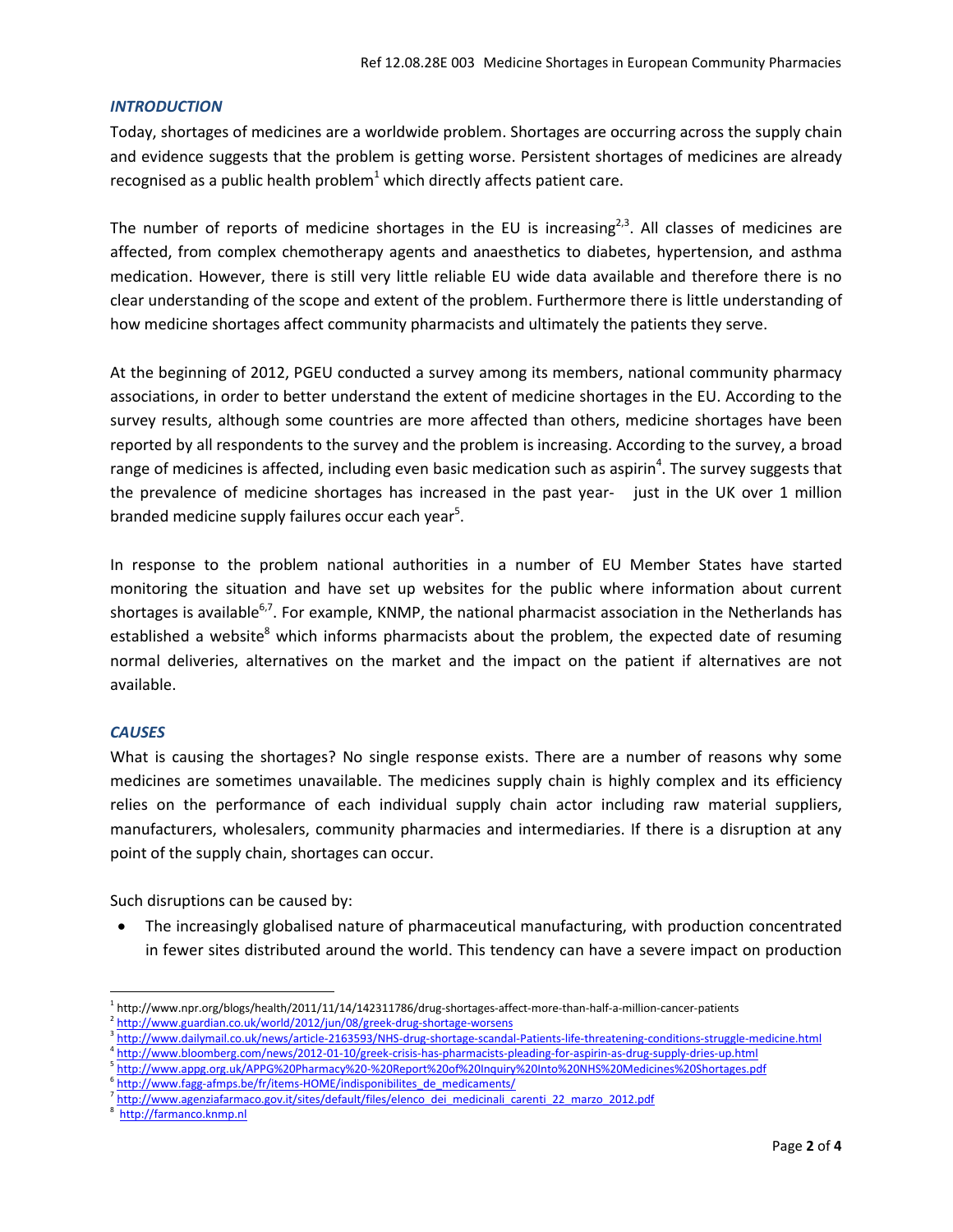### *INTRODUCTION*

Today, shortages of medicines are a worldwide problem. Shortages are occurring across the supply chain and evidence suggests that the problem is getting worse. Persistent shortages of medicines are already recognised as a public health problem[1] which directly affects patient care.

The number of reports of medicine shortages in the EU is increasing[2,3]. All classes of medicines are affected, from complex chemotherapy agents and anaesthetics to diabetes, hypertension, and asthma medication. However, there is still very little reliable EU wide data available and therefore there is no clear understanding of the scope and extent of the problem. Furthermore there is little understanding of how medicine shortages affect community pharmacists and ultimately the patients they serve.

At the beginning of 2012, PGEU conducted a survey among its members, national community pharmacy associations, in order to better understand the extent of medicine shortages in the EU. According to the survey results, although some countries are more affected than others, medicine shortages have been reported by all respondents to the survey and the problem is increasing. According to the survey, a broad range of medicines is affected, including even basic medication such as aspirin[4]. The survey suggests that the prevalence of medicine shortages has increased in the past year- just in the UK over 1 million branded medicine supply failures occur each year[5].

In response to the problem national authorities in a number of EU Member States have started monitoring the situation and have set up websites for the public where information about current shortages is available[6,7]. For example, KNMP, the national pharmacist association in the Netherlands has established a website[8] which informs pharmacists about the problem, the expected date of resuming normal deliveries, alternatives on the market and the impact on the patient if alternatives are not available.

### *CAUSES*

What is causing the shortages? No single response exists. There are a number of reasons why some medicines are sometimes unavailable. The medicines supply chain is highly complex and its efficiency relies on the performance of each individual supply chain actor including raw material suppliers, manufacturers, wholesalers, community pharmacies and intermediaries. If there is a disruption at any point of the supply chain, shortages can occur.

Such disruptions can be caused by:

- The increasingly globalised nature of pharmaceutical manufacturing, with production concentrated in fewer sites distributed around the world. This tendency can have a severe impact on production

---

[1] http://www.npr.org/blogs/health/2011/11/14/142311786/drug-shortages-affect-more-than-half-a-million-cancer-patients
[2] http://www.guardian.co.uk/world/2012/jun/08/greek-drug-shortage-worsens
[3] http://www.dailymail.co.uk/news/article-2163593/NHS-drug-shortage-scandal-Patients-life-threatening-conditions-struggle-medicine.html
[4] http://www.bloomberg.com/news/2012-01-10/greek-crisis-has-pharmacists-pleading-for-aspirin-as-drug-supply-dries-up.html
[5] http://www.appg.org.uk/APPG%20Pharmacy%20-%20Report%20of%20Inquiry%20Into%20NHS%20Medicines%20Shortages.pdf
[6] http://www.fagg-afmps.be/fr/items-HOME/indisponibilites_de_medicaments/
[7] http://www.agenziafarmaco.gov.it/sites/default/files/elenco_dei_medicinali_carenti_22_marzo_2012.pdf
[8] http://farmanco.knmp.nl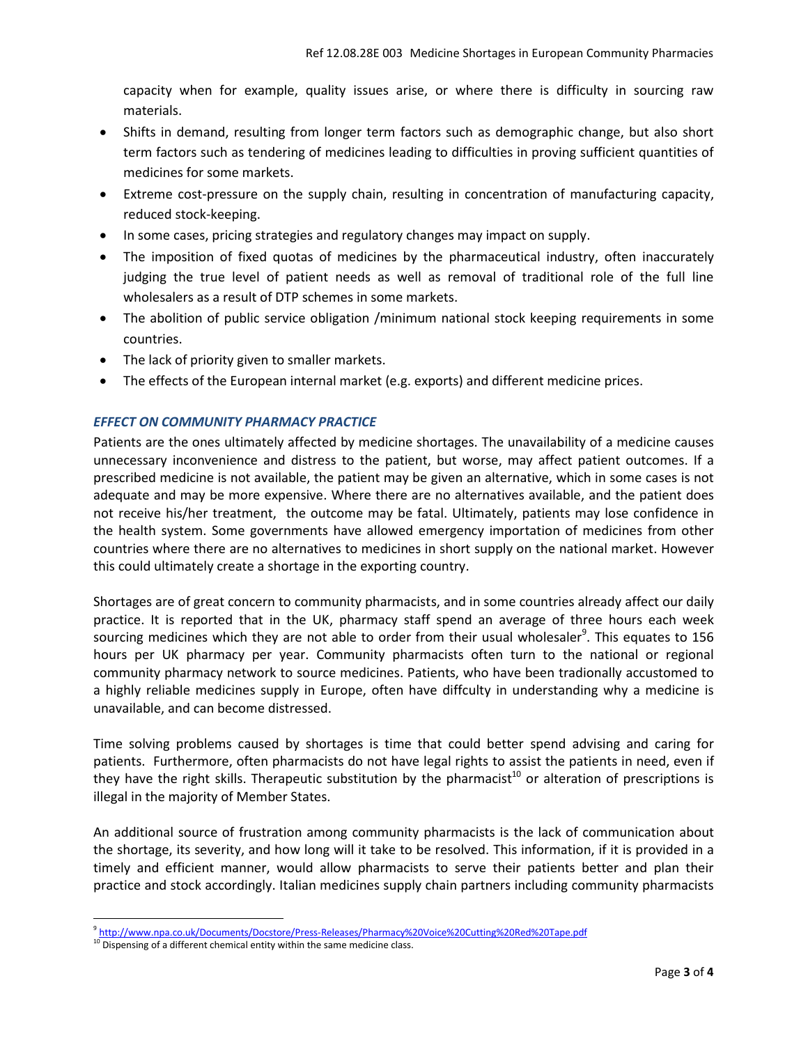capacity when for example, quality issues arise, or where there is difficulty in sourcing raw materials.

- Shifts in demand, resulting from longer term factors such as demographic change, but also short term factors such as tendering of medicines leading to difficulties in proving sufficient quantities of medicines for some markets.
- Extreme cost-pressure on the supply chain, resulting in concentration of manufacturing capacity, reduced stock-keeping.
- In some cases, pricing strategies and regulatory changes may impact on supply.
- The imposition of fixed quotas of medicines by the pharmaceutical industry, often inaccurately judging the true level of patient needs as well as removal of traditional role of the full line wholesalers as a result of DTP schemes in some markets.
- The abolition of public service obligation /minimum national stock keeping requirements in some countries.
- The lack of priority given to smaller markets.
- The effects of the European internal market (e.g. exports) and different medicine prices.

### *EFFECT ON COMMUNITY PHARMACY PRACTICE*

Patients are the ones ultimately affected by medicine shortages. The unavailability of a medicine causes unnecessary inconvenience and distress to the patient, but worse, may affect patient outcomes. If a prescribed medicine is not available, the patient may be given an alternative, which in some cases is not adequate and may be more expensive. Where there are no alternatives available, and the patient does not receive his/her treatment, the outcome may be fatal. Ultimately, patients may lose confidence in the health system. Some governments have allowed emergency importation of medicines from other countries where there are no alternatives to medicines in short supply on the national market. However this could ultimately create a shortage in the exporting country.

Shortages are of great concern to community pharmacists, and in some countries already affect our daily practice. It is reported that in the UK, pharmacy staff spend an average of three hours each week sourcing medicines which they are not able to order from their usual wholesaler[9]. This equates to 156 hours per UK pharmacy per year. Community pharmacists often turn to the national or regional community pharmacy network to source medicines. Patients, who have been tradionally accustomed to a highly reliable medicines supply in Europe, often have diffculty in understanding why a medicine is unavailable, and can become distressed.

Time solving problems caused by shortages is time that could better spend advising and caring for patients. Furthermore, often pharmacists do not have legal rights to assist the patients in need, even if they have the right skills. Therapeutic substitution by the pharmacist[10] or alteration of prescriptions is illegal in the majority of Member States.

An additional source of frustration among community pharmacists is the lack of communication about the shortage, its severity, and how long will it take to be resolved. This information, if it is provided in a timely and efficient manner, would allow pharmacists to serve their patients better and plan their practice and stock accordingly. Italian medicines supply chain partners including community pharmacists

---

[9] http://www.npa.co.uk/Documents/Docstore/Press-Releases/Pharmacy%20Voice%20Cutting%20Red%20Tape.pdf

[10] Dispensing of a different chemical entity within the same medicine class.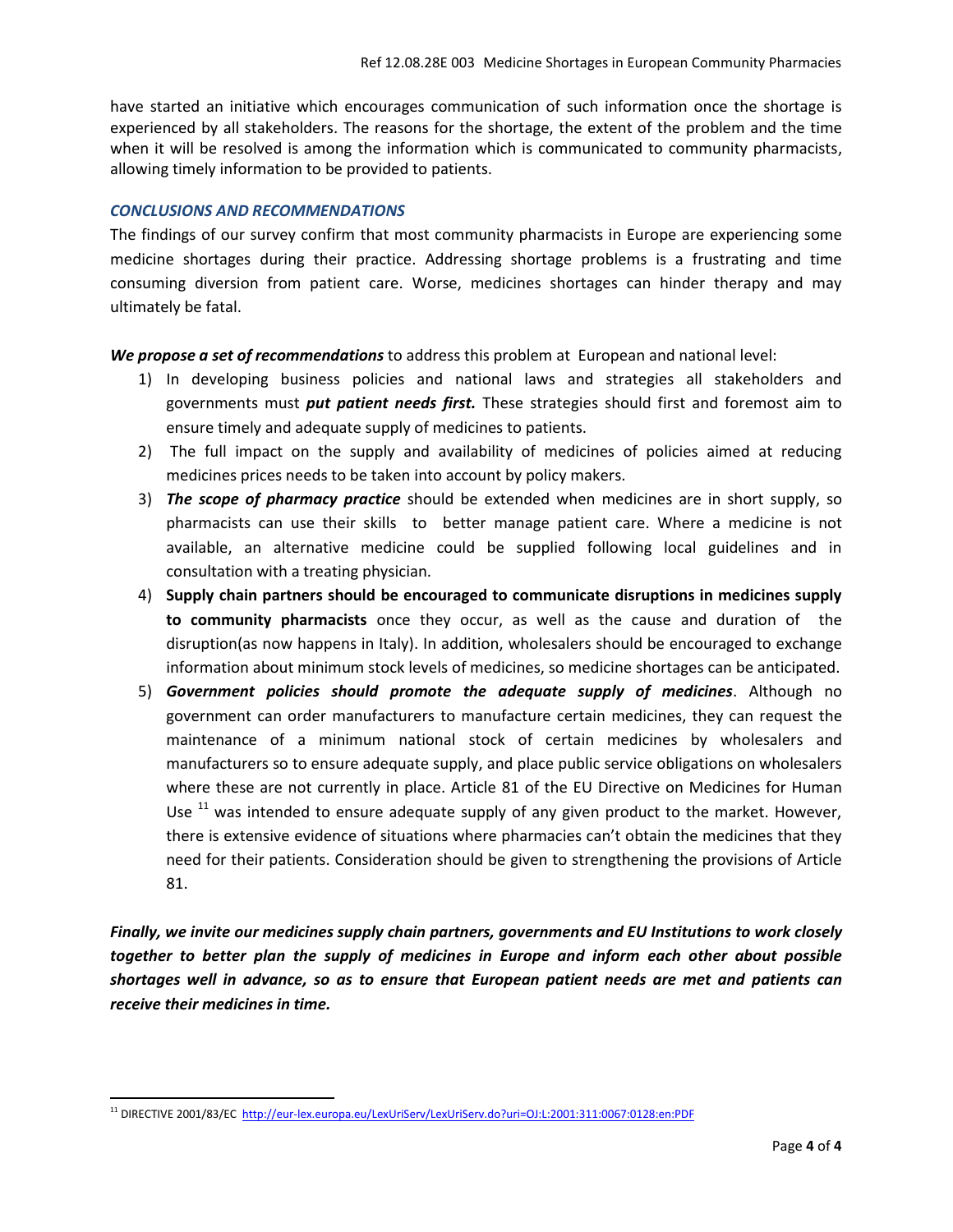have started an initiative which encourages communication of such information once the shortage is experienced by all stakeholders. The reasons for the shortage, the extent of the problem and the time when it will be resolved is among the information which is communicated to community pharmacists, allowing timely information to be provided to patients.

### *CONCLUSIONS AND RECOMMENDATIONS*

The findings of our survey confirm that most community pharmacists in Europe are experiencing some medicine shortages during their practice. Addressing shortage problems is a frustrating and time consuming diversion from patient care. Worse, medicines shortages can hinder therapy and may ultimately be fatal.

***We propose a set of recommendations*** to address this problem at European and national level:

1) In developing business policies and national laws and strategies all stakeholders and governments must ***put patient needs first.*** These strategies should first and foremost aim to ensure timely and adequate supply of medicines to patients.
2) The full impact on the supply and availability of medicines of policies aimed at reducing medicines prices needs to be taken into account by policy makers.
3) ***The scope of pharmacy practice*** should be extended when medicines are in short supply, so pharmacists can use their skills to better manage patient care. Where a medicine is not available, an alternative medicine could be supplied following local guidelines and in consultation with a treating physician.
4) **Supply chain partners should be encouraged to communicate disruptions in medicines supply to community pharmacists** once they occur, as well as the cause and duration of the disruption(as now happens in Italy). In addition, wholesalers should be encouraged to exchange information about minimum stock levels of medicines, so medicine shortages can be anticipated.
5) ***Government policies should promote the adequate supply of medicines***. Although no government can order manufacturers to manufacture certain medicines, they can request the maintenance of a minimum national stock of certain medicines by wholesalers and manufacturers so to ensure adequate supply, and place public service obligations on wholesalers where these are not currently in place. Article 81 of the EU Directive on Medicines for Human Use [11] was intended to ensure adequate supply of any given product to the market. However, there is extensive evidence of situations where pharmacies can't obtain the medicines that they need for their patients. Consideration should be given to strengthening the provisions of Article 81.

***Finally, we invite our medicines supply chain partners, governments and EU Institutions to work closely together to better plan the supply of medicines in Europe and inform each other about possible shortages well in advance, so as to ensure that European patient needs are met and patients can receive their medicines in time.***

---

[11] DIRECTIVE 2001/83/EC http://eur-lex.europa.eu/LexUriServ/LexUriServ.do?uri=OJ:L:2001:311:0067:0128:en:PDF